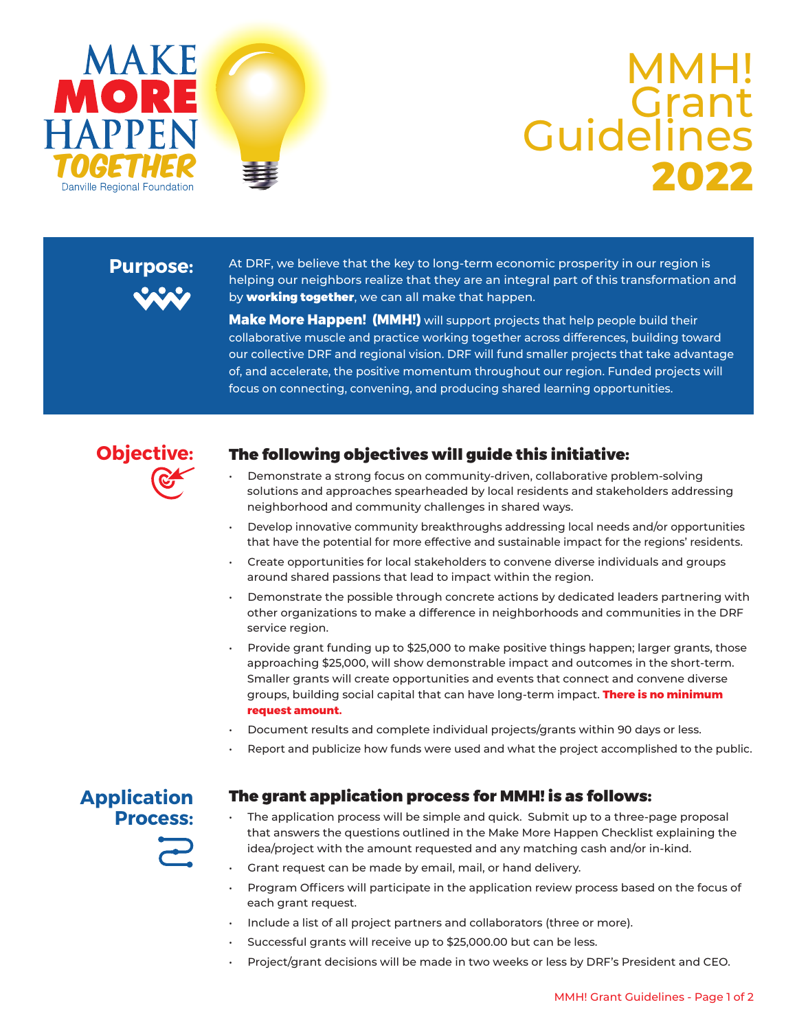MAKE **MORE** HAPPEN *TOGETHER*

Danville Regional Foundation

# MMH! Grant Guidelines 2022

## Purpose:

At DRF, we believe that the key to long-term economic prosperity in our region is helping our neighbors realize that they are an integral part of this transformation and by **working together**, we can all make that happen.

**Make More Happen! (MMH!)** will support projects that help people build their collaborative muscle and practice working together across differences, building toward our collective DRF and regional vision. DRF will fund smaller projects that take advantage of, and accelerate, the positive momentum throughout our region. Funded projects will focus on connecting, convening, and producing shared learning opportunities.

## Objective:

### The following objectives will guide this initiative:

- Demonstrate a strong focus on community-driven, collaborative problem-solving solutions and approaches spearheaded by local residents and stakeholders addressing neighborhood and community challenges in shared ways.
- Develop innovative community breakthroughs addressing local needs and/or opportunities that have the potential for more effective and sustainable impact for the regions' residents.
- Create opportunities for local stakeholders to convene diverse individuals and groups around shared passions that lead to impact within the region.
- Demonstrate the possible through concrete actions by dedicated leaders partnering with other organizations to make a difference in neighborhoods and communities in the DRF service region.
- Provide grant funding up to $25,000 to make positive things happen; larger grants, those approaching $25,000, will show demonstrable impact and outcomes in the short-term. Smaller grants will create opportunities and events that connect and convene diverse groups, building social capital that can have long-term impact. **There is no minimum request amount.**
- Document results and complete individual projects/grants within 90 days or less.
- Report and publicize how funds were used and what the project accomplished to the public.

## Application Process:

### The grant application process for MMH! is as follows:

- The application process will be simple and quick. Submit up to a three-page proposal that answers the questions outlined in the Make More Happen Checklist explaining the idea/project with the amount requested and any matching cash and/or in-kind.
- Grant request can be made by email, mail, or hand delivery.
- Program Officers will participate in the application review process based on the focus of each grant request.
- Include a list of all project partners and collaborators (three or more).
- Successful grants will receive up to $25,000.00 but can be less.
- Project/grant decisions will be made in two weeks or less by DRF's President and CEO.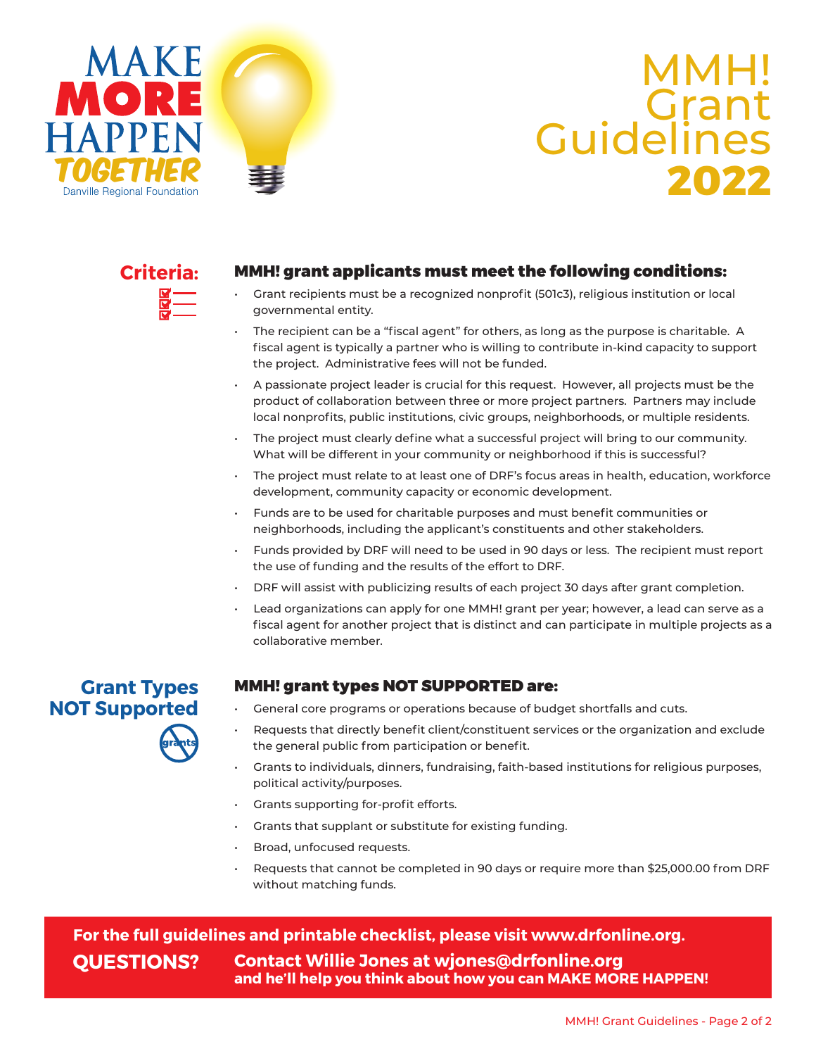MAKE MORE HAPPEN TOGETHER
Danville Regional Foundation

# MMH! Grant Guidelines 2022

## Criteria:

### MMH! grant applicants must meet the following conditions:

- Grant recipients must be a recognized nonprofit (501c3), religious institution or local governmental entity.
- The recipient can be a "fiscal agent" for others, as long as the purpose is charitable. A fiscal agent is typically a partner who is willing to contribute in-kind capacity to support the project. Administrative fees will not be funded.
- A passionate project leader is crucial for this request. However, all projects must be the product of collaboration between three or more project partners. Partners may include local nonprofits, public institutions, civic groups, neighborhoods, or multiple residents.
- The project must clearly define what a successful project will bring to our community. What will be different in your community or neighborhood if this is successful?
- The project must relate to at least one of DRF's focus areas in health, education, workforce development, community capacity or economic development.
- Funds are to be used for charitable purposes and must benefit communities or neighborhoods, including the applicant's constituents and other stakeholders.
- Funds provided by DRF will need to be used in 90 days or less. The recipient must report the use of funding and the results of the effort to DRF.
- DRF will assist with publicizing results of each project 30 days after grant completion.
- Lead organizations can apply for one MMH! grant per year; however, a lead can serve as a fiscal agent for another project that is distinct and can participate in multiple projects as a collaborative member.

## Grant Types NOT Supported

### MMH! grant types NOT SUPPORTED are:

- General core programs or operations because of budget shortfalls and cuts.
- Requests that directly benefit client/constituent services or the organization and exclude the general public from participation or benefit.
- Grants to individuals, dinners, fundraising, faith-based institutions for religious purposes, political activity/purposes.
- Grants supporting for-profit efforts.
- Grants that supplant or substitute for existing funding.
- Broad, unfocused requests.
- Requests that cannot be completed in 90 days or require more than $25,000.00 from DRF without matching funds.

**For the full guidelines and printable checklist, please visit www.drfonline.org.**

**QUESTIONS?** **Contact Willie Jones at wjones@drfonline.org and he'll help you think about how you can MAKE MORE HAPPEN!**